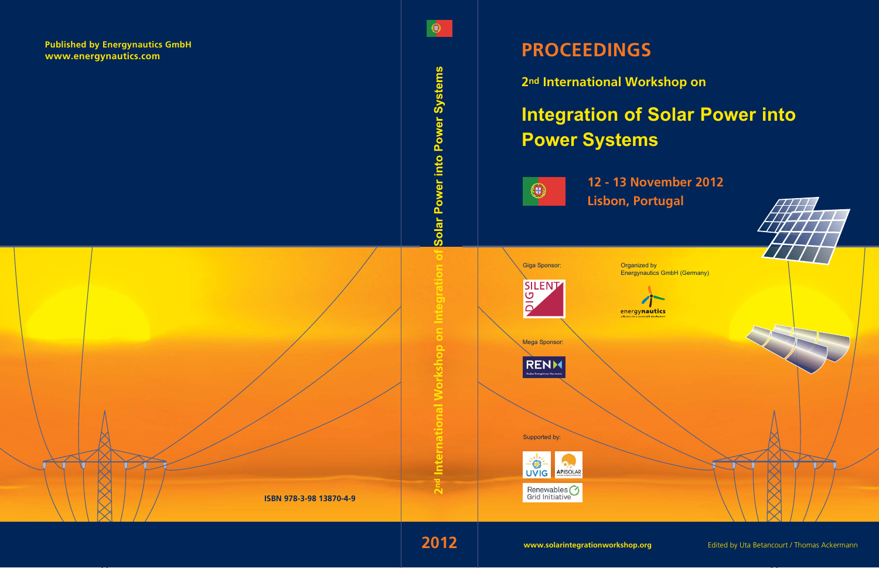Published by Energynautics GmbH
www.energynautics.com

ISBN 978-3-98 13870-4-9

2nd International Workshop on Integration of Solar Power into Power Systems

2012

# PROCEEDINGS

## 2nd International Workshop on

# Integration of Solar Power into Power Systems

**12 - 13 November 2012**
**Lisbon, Portugal**

Giga Sponsor:

SILENT DIG

Organized by
Energynautics GmbH (Germany)

energynautics

Mega Sponsor:

REN

Supported by:

UVIG

APISOLAR

Renewables Grid Initiative

www.solarintegrationworkshop.org

Edited by Uta Betancourt / Thomas Ackermann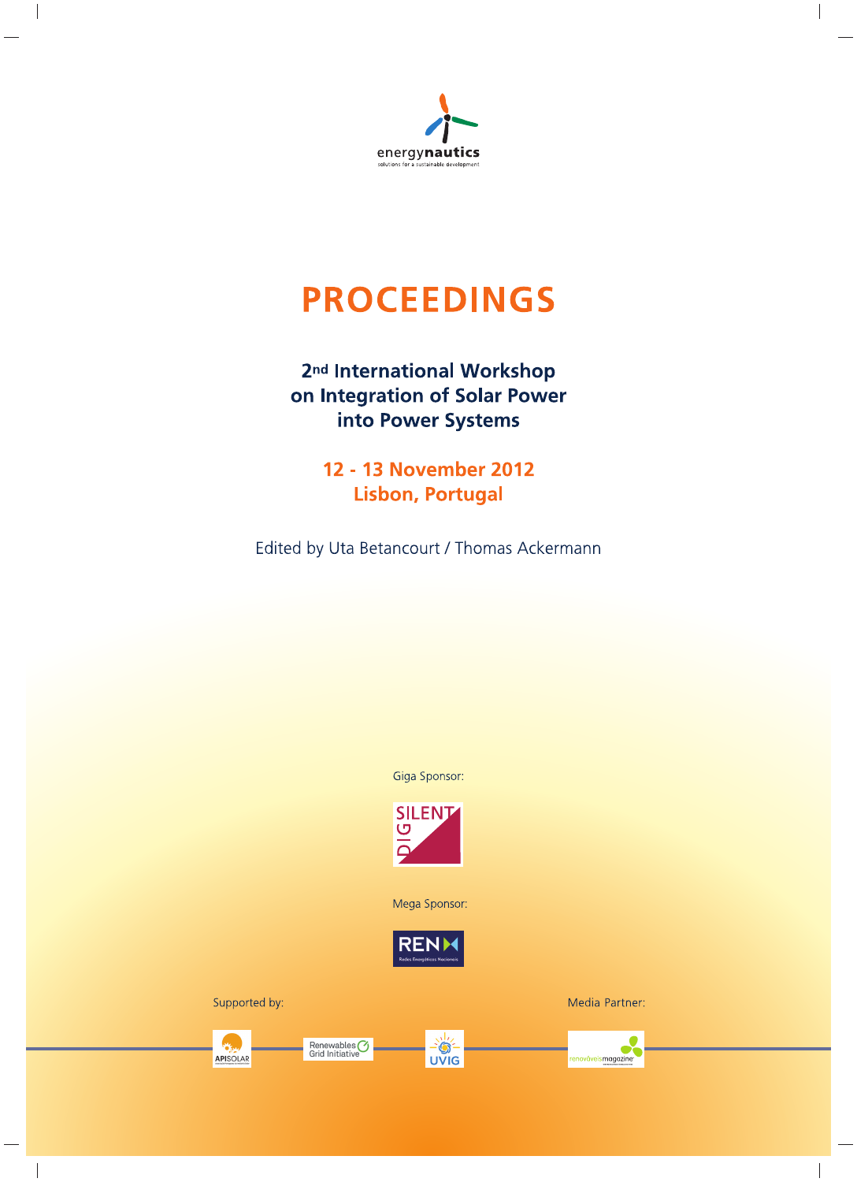energynautics

solutions for a sustainable development

# PROCEEDINGS

## 2nd International Workshop on Integration of Solar Power into Power Systems

**12 - 13 November 2012**
**Lisbon, Portugal**

Edited by Uta Betancourt / Thomas Ackermann

Giga Sponsor:

DIgSILENT

Mega Sponsor:

REN

Supported by:

APISOLAR

Renewables Grid Initiative

UVIG

Media Partner:

renováveis magazine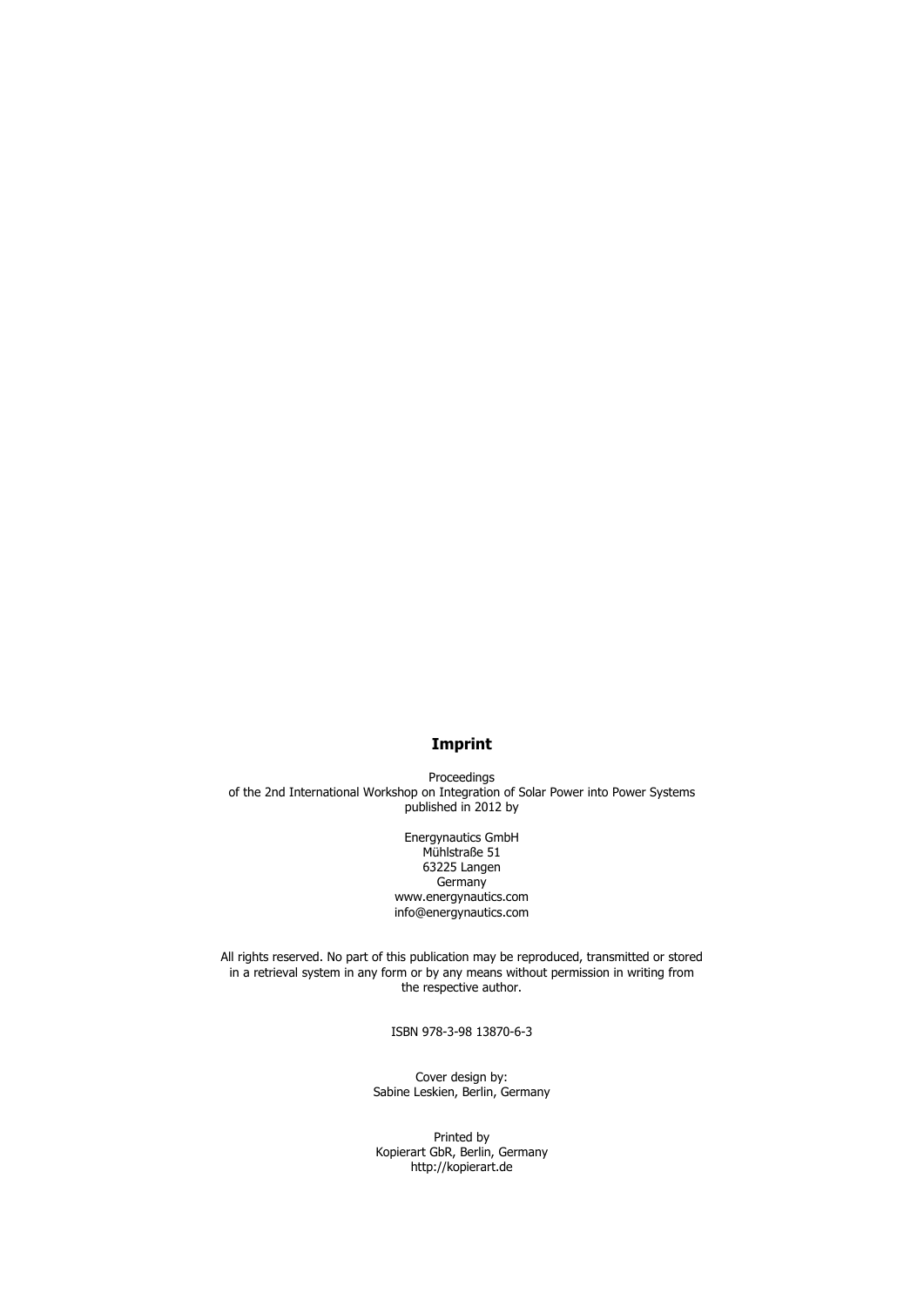## Imprint

Proceedings
of the 2nd International Workshop on Integration of Solar Power into Power Systems
published in 2012 by

Energynautics GmbH
Mühlstraße 51
63225 Langen
Germany
www.energynautics.com
info@energynautics.com

All rights reserved. No part of this publication may be reproduced, transmitted or stored in a retrieval system in any form or by any means without permission in writing from the respective author.

ISBN 978-3-98 13870-6-3

Cover design by:
Sabine Leskien, Berlin, Germany

Printed by
Kopierart GbR, Berlin, Germany
http://kopierart.de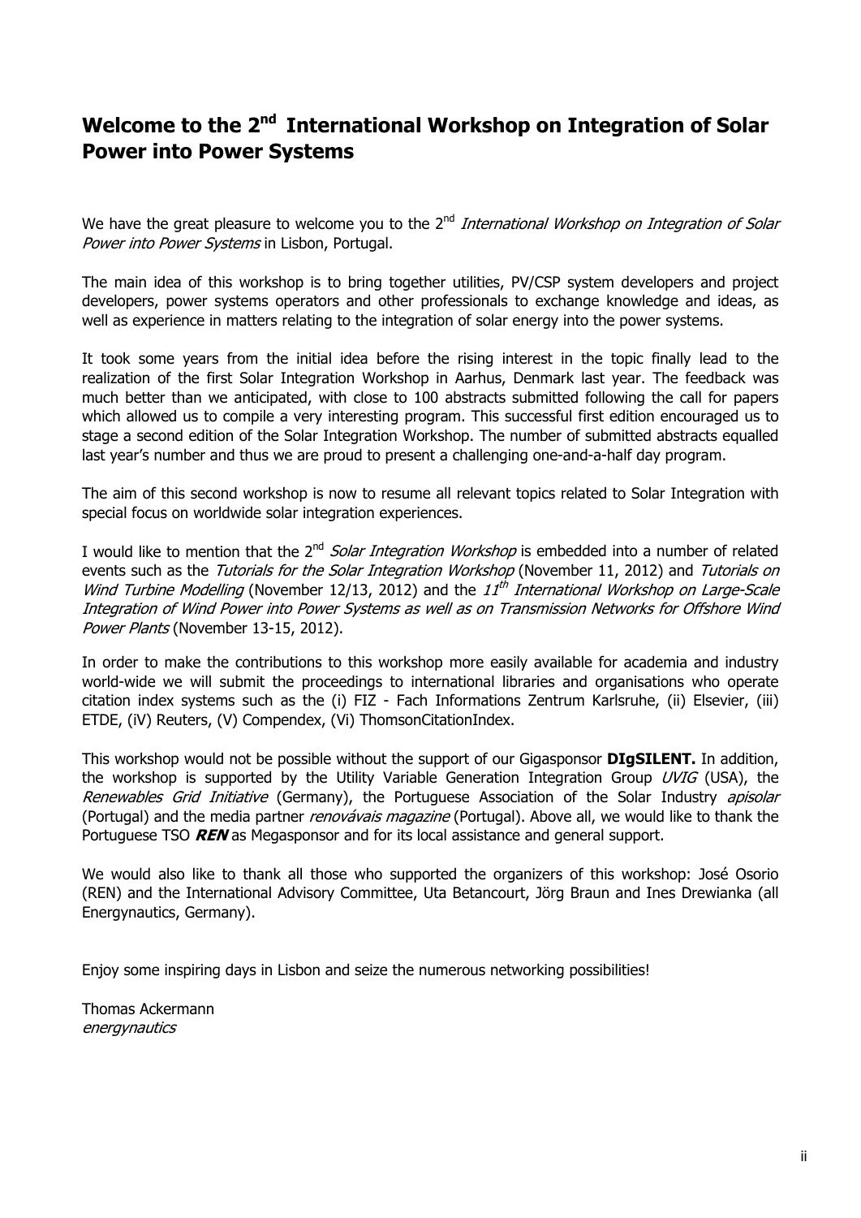# Welcome to the 2nd International Workshop on Integration of Solar Power into Power Systems

We have the great pleasure to welcome you to the 2nd *International Workshop on Integration of Solar Power into Power Systems* in Lisbon, Portugal.

The main idea of this workshop is to bring together utilities, PV/CSP system developers and project developers, power systems operators and other professionals to exchange knowledge and ideas, as well as experience in matters relating to the integration of solar energy into the power systems.

It took some years from the initial idea before the rising interest in the topic finally lead to the realization of the first Solar Integration Workshop in Aarhus, Denmark last year. The feedback was much better than we anticipated, with close to 100 abstracts submitted following the call for papers which allowed us to compile a very interesting program. This successful first edition encouraged us to stage a second edition of the Solar Integration Workshop. The number of submitted abstracts equalled last year's number and thus we are proud to present a challenging one-and-a-half day program.

The aim of this second workshop is now to resume all relevant topics related to Solar Integration with special focus on worldwide solar integration experiences.

I would like to mention that the 2nd *Solar Integration Workshop* is embedded into a number of related events such as the *Tutorials for the Solar Integration Workshop* (November 11, 2012) and *Tutorials on Wind Turbine Modelling* (November 12/13, 2012) and the *11th International Workshop on Large-Scale Integration of Wind Power into Power Systems as well as on Transmission Networks for Offshore Wind Power Plants* (November 13-15, 2012).

In order to make the contributions to this workshop more easily available for academia and industry world-wide we will submit the proceedings to international libraries and organisations who operate citation index systems such as the (i) FIZ - Fach Informations Zentrum Karlsruhe, (ii) Elsevier, (iii) ETDE, (iV) Reuters, (V) Compendex, (Vi) ThomsonCitationIndex.

This workshop would not be possible without the support of our Gigasponsor **DIgSILENT.** In addition, the workshop is supported by the Utility Variable Generation Integration Group *UVIG* (USA), the *Renewables Grid Initiative* (Germany), the Portuguese Association of the Solar Industry *apisolar* (Portugal) and the media partner *renovávais magazine* (Portugal). Above all, we would like to thank the Portuguese TSO ***REN*** as Megasponsor and for its local assistance and general support.

We would also like to thank all those who supported the organizers of this workshop: José Osorio (REN) and the International Advisory Committee, Uta Betancourt, Jörg Braun and Ines Drewianka (all Energynautics, Germany).

Enjoy some inspiring days in Lisbon and seize the numerous networking possibilities!

Thomas Ackermann
*energynautics*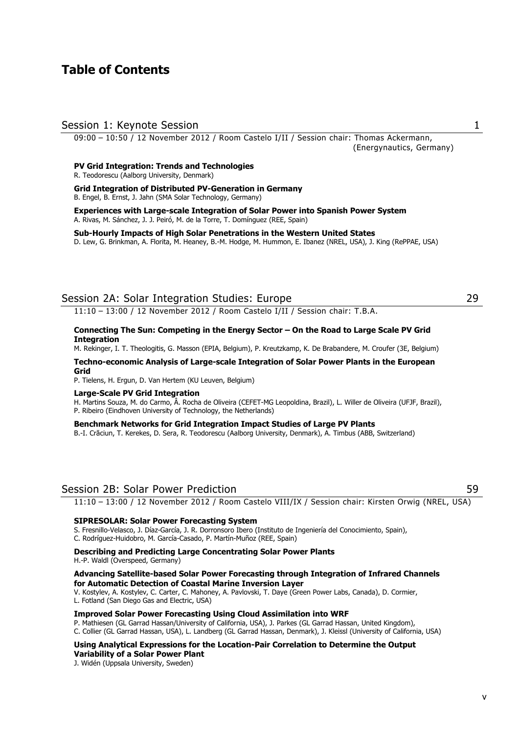# Table of Contents

## Session 1: Keynote Session 1

09:00 – 10:50 / 12 November 2012 / Room Castelo I/II / Session chair: Thomas Ackermann, (Energynautics, Germany)

**PV Grid Integration: Trends and Technologies**
R. Teodorescu (Aalborg University, Denmark)

**Grid Integration of Distributed PV-Generation in Germany**
B. Engel, B. Ernst, J. Jahn (SMA Solar Technology, Germany)

**Experiences with Large-scale Integration of Solar Power into Spanish Power System**
A. Rivas, M. Sánchez, J. J. Peiró, M. de la Torre, T. Domínguez (REE, Spain)

**Sub-Hourly Impacts of High Solar Penetrations in the Western United States**
D. Lew, G. Brinkman, A. Florita, M. Heaney, B.-M. Hodge, M. Hummon, E. Ibanez (NREL, USA), J. King (RePPAE, USA)

## Session 2A: Solar Integration Studies: Europe 29

11:10 – 13:00 / 12 November 2012 / Room Castelo I/II / Session chair: T.B.A.

**Connecting The Sun: Competing in the Energy Sector – On the Road to Large Scale PV Grid Integration**
M. Rekinger, I. T. Theologitis, G. Masson (EPIA, Belgium), P. Kreutzkamp, K. De Brabandere, M. Croufer (3E, Belgium)

**Techno-economic Analysis of Large-scale Integration of Solar Power Plants in the European Grid**
P. Tielens, H. Ergun, D. Van Hertem (KU Leuven, Belgium)

**Large-Scale PV Grid Integration**
H. Martins Souza, M. do Carmo, Â. Rocha de Oliveira (CEFET-MG Leopoldina, Brazil), L. Willer de Oliveira (UFJF, Brazil), P. Ribeiro (Eindhoven University of Technology, the Netherlands)

**Benchmark Networks for Grid Integration Impact Studies of Large PV Plants**
B.-I. Crăciun, T. Kerekes, D. Sera, R. Teodorescu (Aalborg University, Denmark), A. Timbus (ABB, Switzerland)

## Session 2B: Solar Power Prediction 59

11:10 – 13:00 / 12 November 2012 / Room Castelo VIII/IX / Session chair: Kirsten Orwig (NREL, USA)

**SIPRESOLAR: Solar Power Forecasting System**
S. Fresnillo-Velasco, J. Díaz-García, J. R. Dorronsoro Ibero (Instituto de Ingeniería del Conocimiento, Spain), C. Rodríguez-Huidobro, M. García-Casado, P. Martín-Muñoz (REE, Spain)

**Describing and Predicting Large Concentrating Solar Power Plants**
H.-P. Waldl (Overspeed, Germany)

**Advancing Satellite-based Solar Power Forecasting through Integration of Infrared Channels for Automatic Detection of Coastal Marine Inversion Layer**
V. Kostylev, A. Kostylev, C. Carter, C. Mahoney, A. Pavlovski, T. Daye (Green Power Labs, Canada), D. Cormier, L. Fotland (San Diego Gas and Electric, USA)

**Improved Solar Power Forecasting Using Cloud Assimilation into WRF**
P. Mathiesen (GL Garrad Hassan/University of California, USA), J. Parkes (GL Garrad Hassan, United Kingdom), C. Collier (GL Garrad Hassan, USA), L. Landberg (GL Garrad Hassan, Denmark), J. Kleissl (University of California, USA)

**Using Analytical Expressions for the Location-Pair Correlation to Determine the Output Variability of a Solar Power Plant**
J. Widén (Uppsala University, Sweden)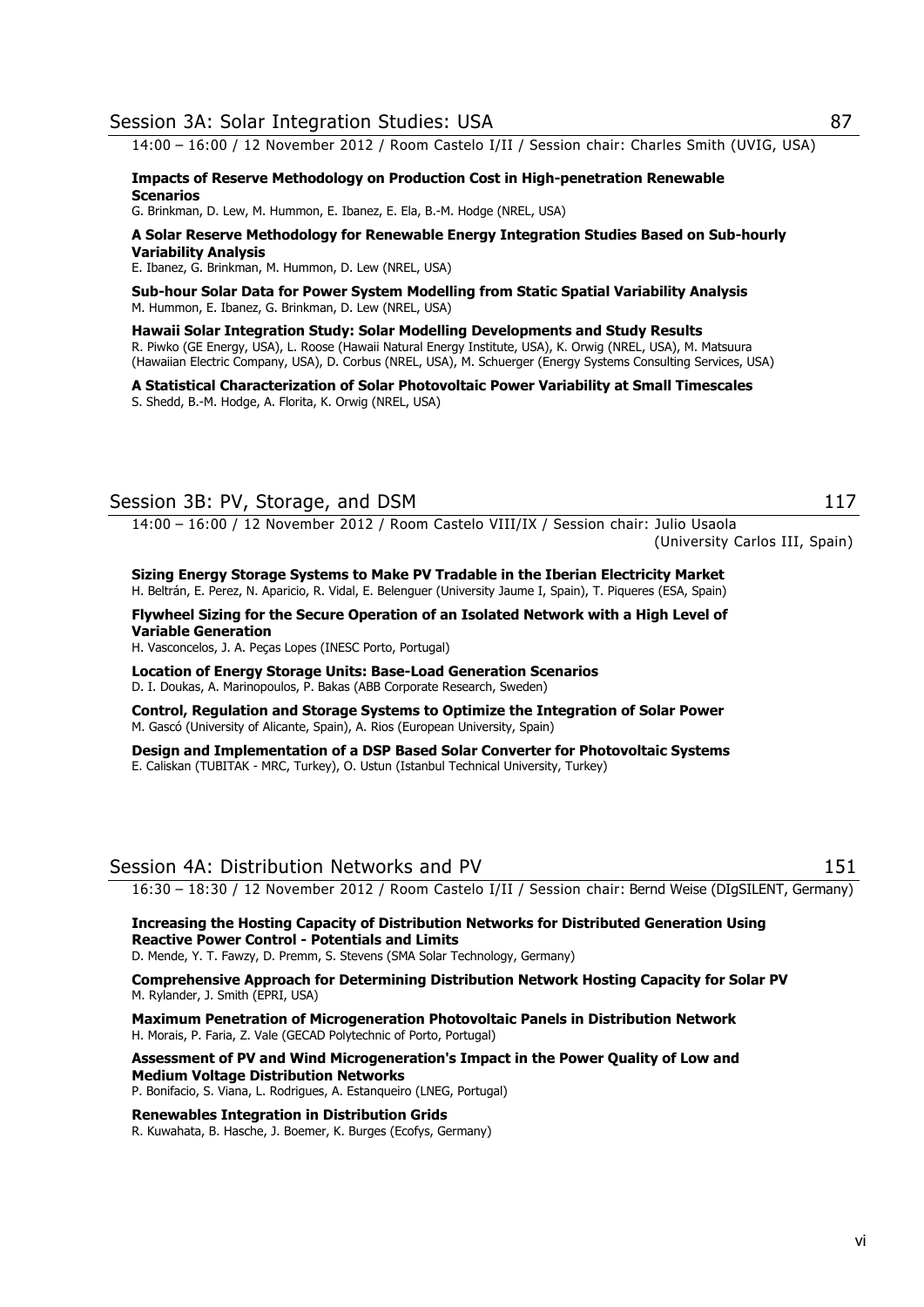## Session 3A: Solar Integration Studies: USA 87

14:00 – 16:00 / 12 November 2012 / Room Castelo I/II / Session chair: Charles Smith (UVIG, USA)

**Impacts of Reserve Methodology on Production Cost in High-penetration Renewable Scenarios**
G. Brinkman, D. Lew, M. Hummon, E. Ibanez, E. Ela, B.-M. Hodge (NREL, USA)

**A Solar Reserve Methodology for Renewable Energy Integration Studies Based on Sub-hourly Variability Analysis**
E. Ibanez, G. Brinkman, M. Hummon, D. Lew (NREL, USA)

**Sub-hour Solar Data for Power System Modelling from Static Spatial Variability Analysis**
M. Hummon, E. Ibanez, G. Brinkman, D. Lew (NREL, USA)

**Hawaii Solar Integration Study: Solar Modelling Developments and Study Results**
R. Piwko (GE Energy, USA), L. Roose (Hawaii Natural Energy Institute, USA), K. Orwig (NREL, USA), M. Matsuura (Hawaiian Electric Company, USA), D. Corbus (NREL, USA), M. Schuerger (Energy Systems Consulting Services, USA)

**A Statistical Characterization of Solar Photovoltaic Power Variability at Small Timescales**
S. Shedd, B.-M. Hodge, A. Florita, K. Orwig (NREL, USA)

## Session 3B: PV, Storage, and DSM 117

14:00 – 16:00 / 12 November 2012 / Room Castelo VIII/IX / Session chair: Julio Usaola (University Carlos III, Spain)

**Sizing Energy Storage Systems to Make PV Tradable in the Iberian Electricity Market**
H. Beltrán, E. Perez, N. Aparicio, R. Vidal, E. Belenguer (University Jaume I, Spain), T. Piqueres (ESA, Spain)

**Flywheel Sizing for the Secure Operation of an Isolated Network with a High Level of Variable Generation**
H. Vasconcelos, J. A. Peças Lopes (INESC Porto, Portugal)

**Location of Energy Storage Units: Base-Load Generation Scenarios**
D. I. Doukas, A. Marinopoulos, P. Bakas (ABB Corporate Research, Sweden)

**Control, Regulation and Storage Systems to Optimize the Integration of Solar Power**
M. Gascó (University of Alicante, Spain), A. Rios (European University, Spain)

**Design and Implementation of a DSP Based Solar Converter for Photovoltaic Systems**
E. Caliskan (TUBITAK - MRC, Turkey), O. Ustun (Istanbul Technical University, Turkey)

## Session 4A: Distribution Networks and PV 151

16:30 – 18:30 / 12 November 2012 / Room Castelo I/II / Session chair: Bernd Weise (DIgSILENT, Germany)

**Increasing the Hosting Capacity of Distribution Networks for Distributed Generation Using Reactive Power Control - Potentials and Limits**
D. Mende, Y. T. Fawzy, D. Premm, S. Stevens (SMA Solar Technology, Germany)

**Comprehensive Approach for Determining Distribution Network Hosting Capacity for Solar PV**
M. Rylander, J. Smith (EPRI, USA)

**Maximum Penetration of Microgeneration Photovoltaic Panels in Distribution Network**
H. Morais, P. Faria, Z. Vale (GECAD Polytechnic of Porto, Portugal)

**Assessment of PV and Wind Microgeneration's Impact in the Power Quality of Low and Medium Voltage Distribution Networks**
P. Bonifacio, S. Viana, L. Rodrigues, A. Estanqueiro (LNEG, Portugal)

**Renewables Integration in Distribution Grids**
R. Kuwahata, B. Hasche, J. Boemer, K. Burges (Ecofys, Germany)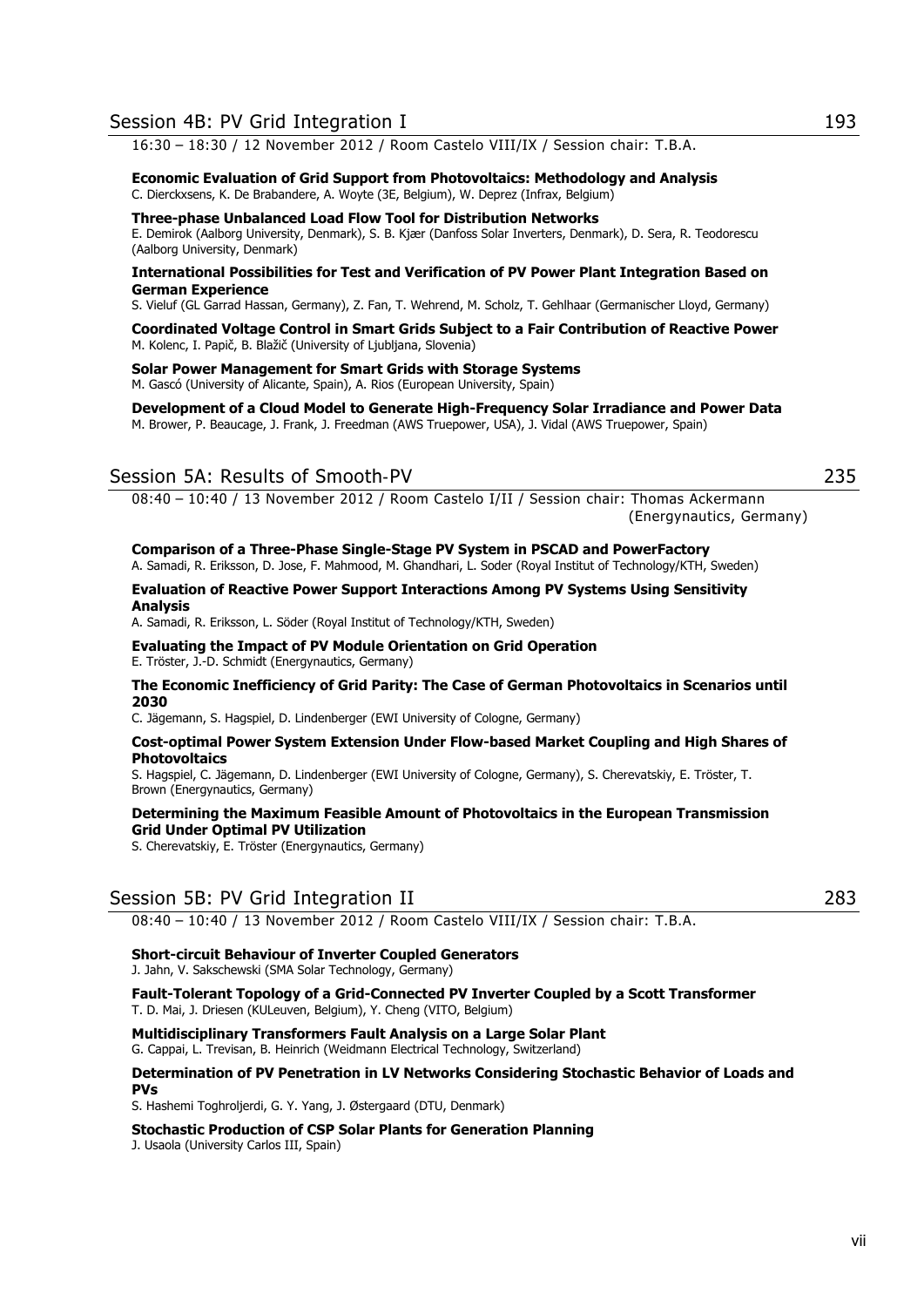## Session 4B: PV Grid Integration I 193

16:30 – 18:30 / 12 November 2012 / Room Castelo VIII/IX / Session chair: T.B.A.

**Economic Evaluation of Grid Support from Photovoltaics: Methodology and Analysis**
C. Dierckxsens, K. De Brabandere, A. Woyte (3E, Belgium), W. Deprez (Infrax, Belgium)

**Three-phase Unbalanced Load Flow Tool for Distribution Networks**
E. Demirok (Aalborg University, Denmark), S. B. Kjær (Danfoss Solar Inverters, Denmark), D. Sera, R. Teodorescu (Aalborg University, Denmark)

**International Possibilities for Test and Verification of PV Power Plant Integration Based on German Experience**
S. Vieluf (GL Garrad Hassan, Germany), Z. Fan, T. Wehrend, M. Scholz, T. Gehlhaar (Germanischer Lloyd, Germany)

**Coordinated Voltage Control in Smart Grids Subject to a Fair Contribution of Reactive Power**
M. Kolenc, I. Papič, B. Blažič (University of Ljubljana, Slovenia)

**Solar Power Management for Smart Grids with Storage Systems**
M. Gascó (University of Alicante, Spain), A. Rios (European University, Spain)

**Development of a Cloud Model to Generate High-Frequency Solar Irradiance and Power Data**
M. Brower, P. Beaucage, J. Frank, J. Freedman (AWS Truepower, USA), J. Vidal (AWS Truepower, Spain)

## Session 5A: Results of Smooth-PV 235

08:40 – 10:40 / 13 November 2012 / Room Castelo I/II / Session chair: Thomas Ackermann (Energynautics, Germany)

**Comparison of a Three-Phase Single-Stage PV System in PSCAD and PowerFactory**
A. Samadi, R. Eriksson, D. Jose, F. Mahmood, M. Ghandhari, L. Soder (Royal Institut of Technology/KTH, Sweden)

**Evaluation of Reactive Power Support Interactions Among PV Systems Using Sensitivity Analysis**
A. Samadi, R. Eriksson, L. Söder (Royal Institut of Technology/KTH, Sweden)

**Evaluating the Impact of PV Module Orientation on Grid Operation**
E. Tröster, J.-D. Schmidt (Energynautics, Germany)

**The Economic Inefficiency of Grid Parity: The Case of German Photovoltaics in Scenarios until 2030**
C. Jägemann, S. Hagspiel, D. Lindenberger (EWI University of Cologne, Germany)

**Cost-optimal Power System Extension Under Flow-based Market Coupling and High Shares of Photovoltaics**
S. Hagspiel, C. Jägemann, D. Lindenberger (EWI University of Cologne, Germany), S. Cherevatskiy, E. Tröster, T. Brown (Energynautics, Germany)

**Determining the Maximum Feasible Amount of Photovoltaics in the European Transmission Grid Under Optimal PV Utilization**
S. Cherevatskiy, E. Tröster (Energynautics, Germany)

## Session 5B: PV Grid Integration II 283

08:40 – 10:40 / 13 November 2012 / Room Castelo VIII/IX / Session chair: T.B.A.

**Short-circuit Behaviour of Inverter Coupled Generators**
J. Jahn, V. Sakschewski (SMA Solar Technology, Germany)

**Fault-Tolerant Topology of a Grid-Connected PV Inverter Coupled by a Scott Transformer**
T. D. Mai, J. Driesen (KULeuven, Belgium), Y. Cheng (VITO, Belgium)

**Multidisciplinary Transformers Fault Analysis on a Large Solar Plant**
G. Cappai, L. Trevisan, B. Heinrich (Weidmann Electrical Technology, Switzerland)

**Determination of PV Penetration in LV Networks Considering Stochastic Behavior of Loads and PVs**
S. Hashemi Toghroljerdi, G. Y. Yang, J. Østergaard (DTU, Denmark)

**Stochastic Production of CSP Solar Plants for Generation Planning**
J. Usaola (University Carlos III, Spain)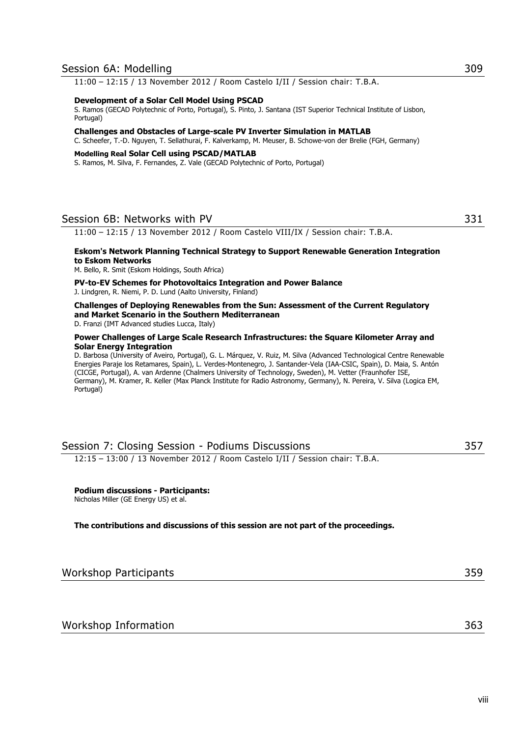## Session 6A: Modelling 309

11:00 – 12:15 / 13 November 2012 / Room Castelo I/II / Session chair: T.B.A.

**Development of a Solar Cell Model Using PSCAD**
S. Ramos (GECAD Polytechnic of Porto, Portugal), S. Pinto, J. Santana (IST Superior Technical Institute of Lisbon, Portugal)

**Challenges and Obstacles of Large-scale PV Inverter Simulation in MATLAB**
C. Scheefer, T.-D. Nguyen, T. Sellathurai, F. Kalverkamp, M. Meuser, B. Schowe-von der Brelie (FGH, Germany)

**Modelling Real Solar Cell using PSCAD/MATLAB**
S. Ramos, M. Silva, F. Fernandes, Z. Vale (GECAD Polytechnic of Porto, Portugal)

## Session 6B: Networks with PV 331

11:00 – 12:15 / 13 November 2012 / Room Castelo VIII/IX / Session chair: T.B.A.

**Eskom's Network Planning Technical Strategy to Support Renewable Generation Integration to Eskom Networks**
M. Bello, R. Smit (Eskom Holdings, South Africa)

**PV-to-EV Schemes for Photovoltaics Integration and Power Balance**
J. Lindgren, R. Niemi, P. D. Lund (Aalto University, Finland)

**Challenges of Deploying Renewables from the Sun: Assessment of the Current Regulatory and Market Scenario in the Southern Mediterranean**
D. Franzi (IMT Advanced studies Lucca, Italy)

**Power Challenges of Large Scale Research Infrastructures: the Square Kilometer Array and Solar Energy Integration**
D. Barbosa (University of Aveiro, Portugal), G. L. Márquez, V. Ruiz, M. Silva (Advanced Technological Centre Renewable Energies Paraje los Retamares, Spain), L. Verdes-Montenegro, J. Santander-Vela (IAA-CSIC, Spain), D. Maia, S. Antón (CICGE, Portugal), A. van Ardenne (Chalmers University of Technology, Sweden), M. Vetter (Fraunhofer ISE, Germany), M. Kramer, R. Keller (Max Planck Institute for Radio Astronomy, Germany), N. Pereira, V. Silva (Logica EM, Portugal)

## Session 7: Closing Session - Podiums Discussions 357

12:15 – 13:00 / 13 November 2012 / Room Castelo I/II / Session chair: T.B.A.

**Podium discussions - Participants:**
Nicholas Miller (GE Energy US) et al.

**The contributions and discussions of this session are not part of the proceedings.**

## Workshop Participants 359

## Workshop Information 363